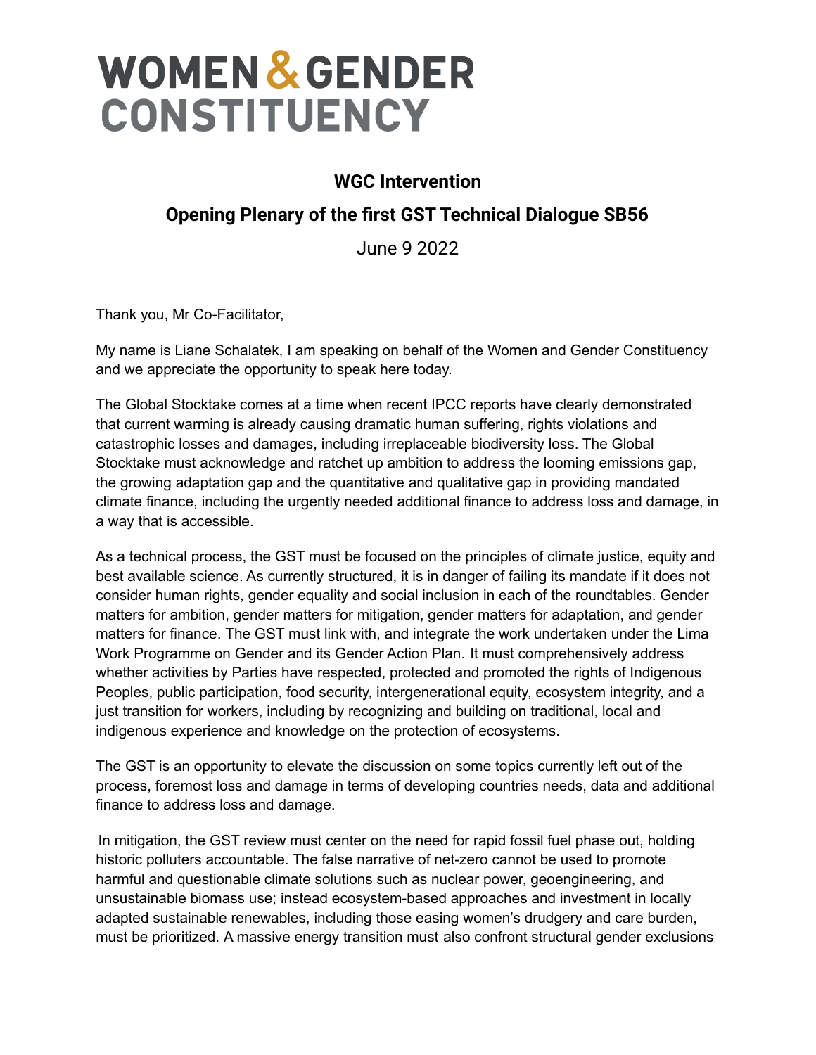# WOMEN & GENDER CONSTITUENCY

## WGC Intervention

## Opening Plenary of the first GST Technical Dialogue SB56

June 9 2022

Thank you, Mr Co-Facilitator,

My name is Liane Schalatek, I am speaking on behalf of the Women and Gender Constituency and we appreciate the opportunity to speak here today.

The Global Stocktake comes at a time when recent IPCC reports have clearly demonstrated that current warming is already causing dramatic human suffering, rights violations and catastrophic losses and damages, including irreplaceable biodiversity loss. The Global Stocktake must acknowledge and ratchet up ambition to address the looming emissions gap, the growing adaptation gap and the quantitative and qualitative gap in providing mandated climate finance, including the urgently needed additional finance to address loss and damage, in a way that is accessible.

As a technical process, the GST must be focused on the principles of climate justice, equity and best available science. As currently structured, it is in danger of failing its mandate if it does not consider human rights, gender equality and social inclusion in each of the roundtables. Gender matters for ambition, gender matters for mitigation, gender matters for adaptation, and gender matters for finance. The GST must link with, and integrate the work undertaken under the Lima Work Programme on Gender and its Gender Action Plan. It must comprehensively address whether activities by Parties have respected, protected and promoted the rights of Indigenous Peoples, public participation, food security, intergenerational equity, ecosystem integrity, and a just transition for workers, including by recognizing and building on traditional, local and indigenous experience and knowledge on the protection of ecosystems.

The GST is an opportunity to elevate the discussion on some topics currently left out of the process, foremost loss and damage in terms of developing countries needs, data and additional finance to address loss and damage.

In mitigation, the GST review must center on the need for rapid fossil fuel phase out, holding historic polluters accountable. The false narrative of net-zero cannot be used to promote harmful and questionable climate solutions such as nuclear power, geoengineering, and unsustainable biomass use; instead ecosystem-based approaches and investment in locally adapted sustainable renewables, including those easing women's drudgery and care burden, must be prioritized. A massive energy transition must also confront structural gender exclusions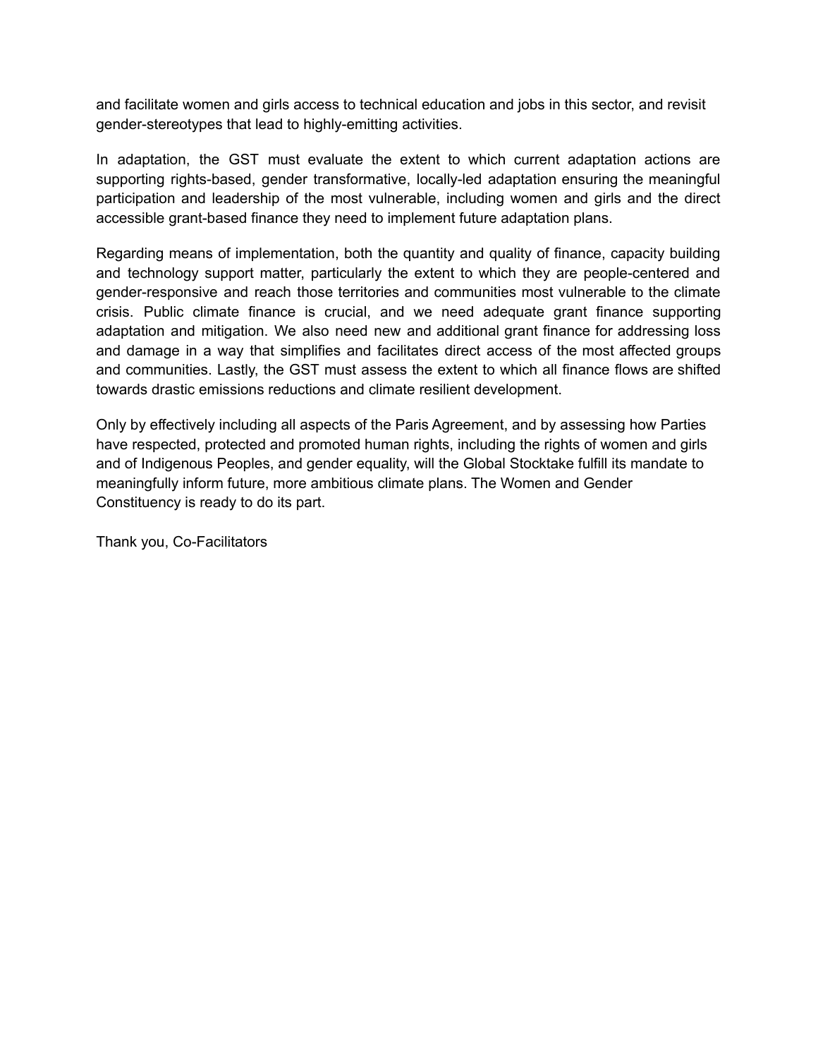and facilitate women and girls access to technical education and jobs in this sector, and revisit gender-stereotypes that lead to highly-emitting activities.

In adaptation, the GST must evaluate the extent to which current adaptation actions are supporting rights-based, gender transformative, locally-led adaptation ensuring the meaningful participation and leadership of the most vulnerable, including women and girls and the direct accessible grant-based finance they need to implement future adaptation plans.

Regarding means of implementation, both the quantity and quality of finance, capacity building and technology support matter, particularly the extent to which they are people-centered and gender-responsive and reach those territories and communities most vulnerable to the climate crisis. Public climate finance is crucial, and we need adequate grant finance supporting adaptation and mitigation. We also need new and additional grant finance for addressing loss and damage in a way that simplifies and facilitates direct access of the most affected groups and communities. Lastly, the GST must assess the extent to which all finance flows are shifted towards drastic emissions reductions and climate resilient development.

Only by effectively including all aspects of the Paris Agreement, and by assessing how Parties have respected, protected and promoted human rights, including the rights of women and girls and of Indigenous Peoples, and gender equality, will the Global Stocktake fulfill its mandate to meaningfully inform future, more ambitious climate plans. The Women and Gender Constituency is ready to do its part.

Thank you, Co-Facilitators